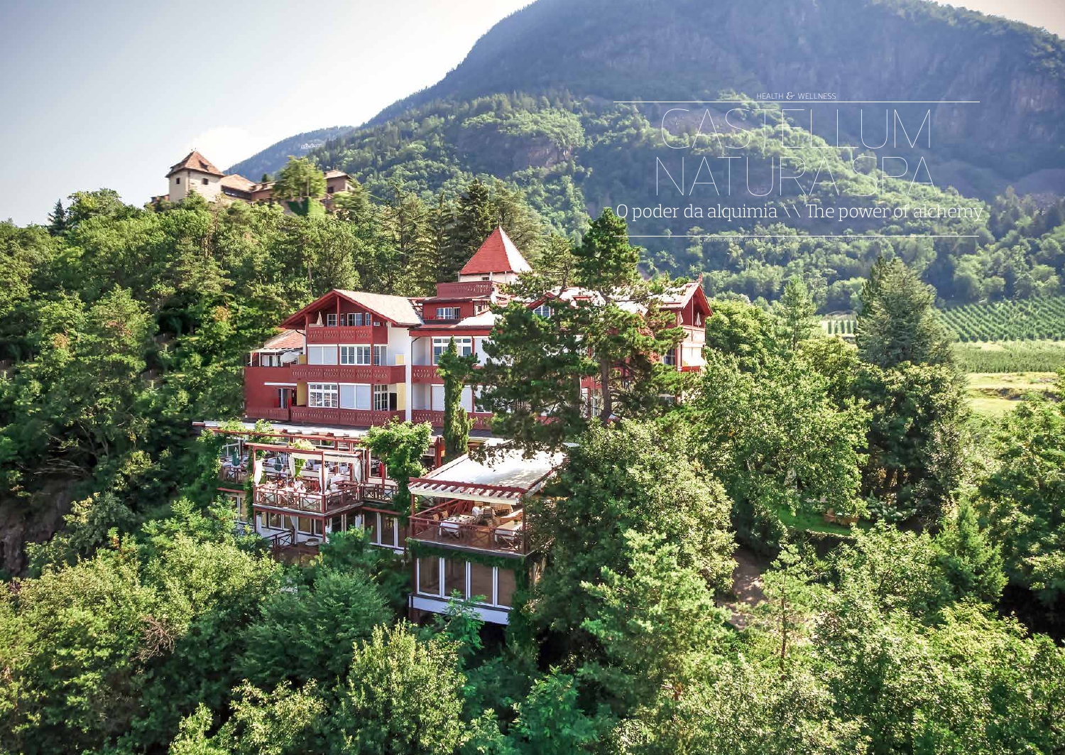HEALTH & WELLNESS

# CASTELLUM NATURASPA

## O poder da alquimia \\ The power of alchemy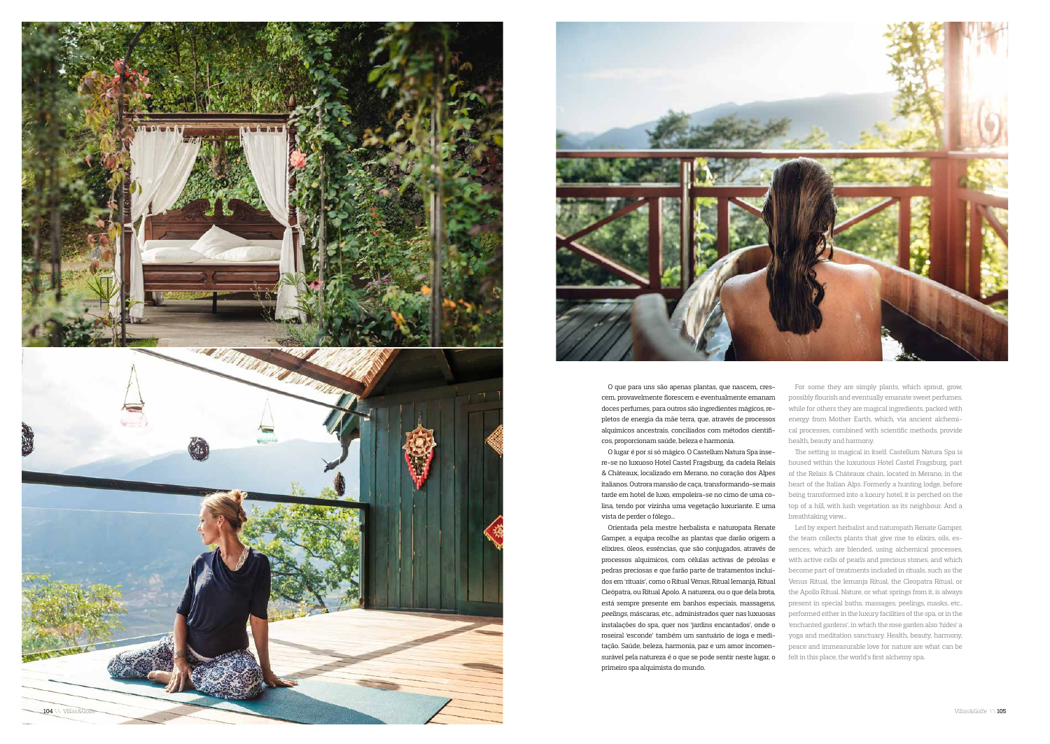O que para uns são apenas plantas, que nascem, crescem, provavelmente florescem e eventualmente emanam doces perfumes, para outros são ingredientes mágicos, repletos de energia da mãe terra, que, através de processos alquímicos ancestrais, conciliados com métodos científicos, proporcionam saúde, beleza e harmonia.

O lugar é por si só mágico. O Castellum Natura Spa insere-se no luxuoso Hotel Castel Fragsburg, da cadeia Relais & Châteaux, localizado em Merano, no coração dos Alpes italianos. Outrora mansão de caça, transformando-se mais tarde em hotel de luxo, empoleira-se no cimo de uma colina, tendo por vizinha uma vegetação luxuriante. E uma vista de perder o fôlego...

Orientada pela mestre herbalista e naturopata Renate Gamper, a equipa recolhe as plantas que darão origem a elixires, óleos, essências, que são conjugados, através de processos alquímicos, com células activas de pérolas e pedras preciosas e que farão parte de tratamentos incluídos em 'rituais', como o Ritual Vénus, Ritual Iemanjá, Ritual Cleópatra, ou Ritual Apolo. A natureza, ou o que dela brota, está sempre presente em banhos especiais, massagens, *peelings*, máscaras, etc., administrados quer nas luxuosas instalações do spa, quer nos 'jardins encantados', onde o roseiral 'esconde' também um santuário de ioga e meditação. Saúde, beleza, harmonia, paz e um amor incomensurável pela natureza é o que se pode sentir neste lugar, o primeiro spa alquimista do mundo.

For some they are simply plants, which sprout, grow, possibly flourish and eventually emanate sweet perfumes, while for others they are magical ingredients, packed with energy from Mother Earth, which, via ancient alchemical processes, combined with scientific methods, provide health, beauty and harmony.

The setting is magical in itself. Castellum Natura Spa is housed within the luxurious Hotel Castel Fragsburg, part of the Relais & Châteaux chain, located in Merano, in the heart of the Italian Alps. Formerly a hunting lodge, before being transformed into a luxury hotel, it is perched on the top of a hill, with lush vegetation as its neighbour. And a breathtaking view...

Led by expert herbalist and naturopath Renate Gamper, the team collects plants that give rise to elixirs, oils, essences, which are blended, using alchemical processes, with active cells of pearls and precious stones, and which become part of treatments included in rituals, such as the Venus Ritual, the Iemanja Ritual, the Cleopatra Ritual, or the Apollo Ritual. Nature, or what springs from it, is always present in special baths, massages, peelings, masks, etc., performed either in the luxury facilities of the spa, or in the 'enchanted gardens', in which the rose garden also 'hides' a yoga and meditation sanctuary. Health, beauty, harmony, peace and immeasurable love for nature are what can be felt in this place, the world's first alchemy spa.